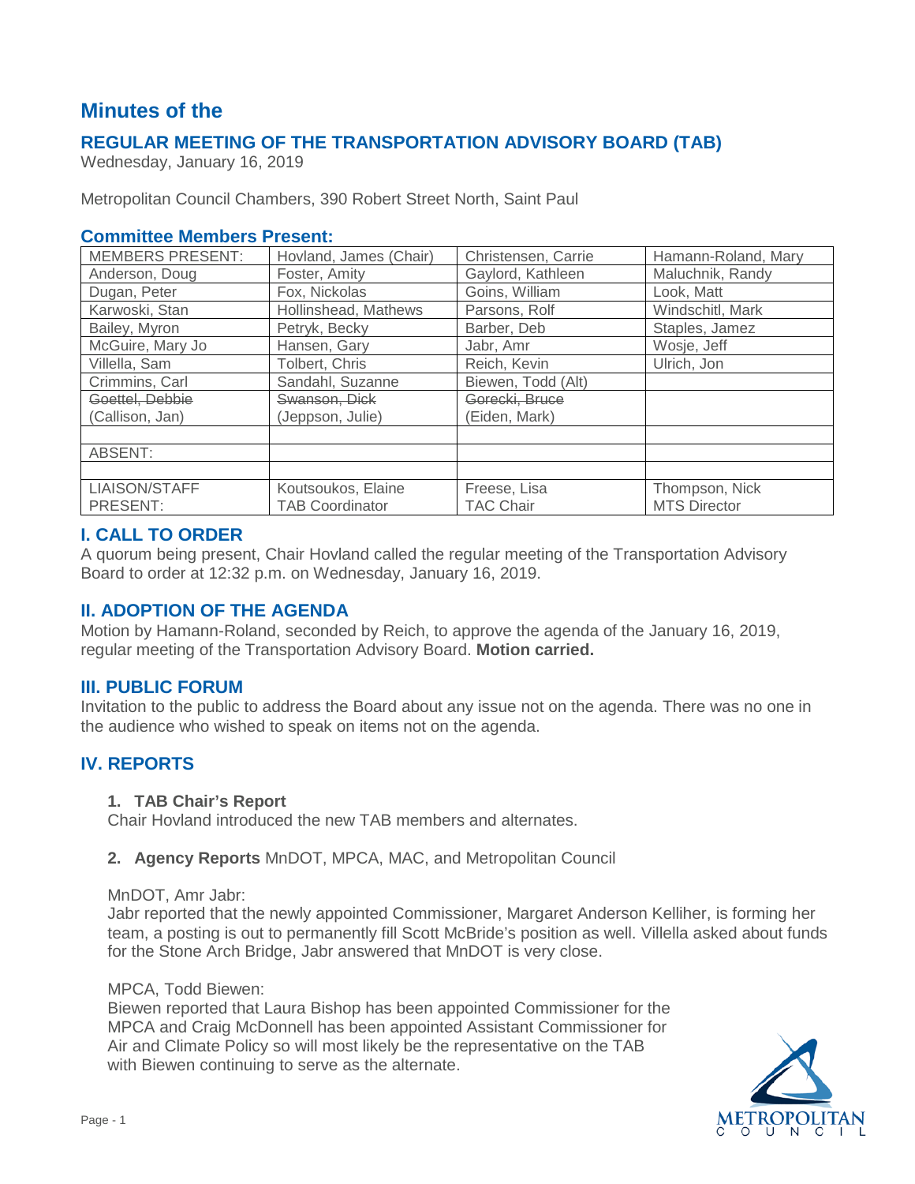# Minutes of the

## REGULAR MEETING OF THE TRANSPORTATION ADVISORY BOARD (TAB)

Wednesday, January 16, 2019

Metropolitan Council Chambers, 390 Robert Street North, Saint Paul

### Committee Members Present:

| MEMBERS PRESENT: | Hovland, James (Chair) | Christensen, Carrie | Hamann-Roland, Mary |
|---|---|---|---|
| Anderson, Doug | Foster, Amity | Gaylord, Kathleen | Maluchnik, Randy |
| Dugan, Peter | Fox, Nickolas | Goins, William | Look, Matt |
| Karwoski, Stan | Hollinshead, Mathews | Parsons, Rolf | Windschitl, Mark |
| Bailey, Myron | Petryk, Becky | Barber, Deb | Staples, Jamez |
| McGuire, Mary Jo | Hansen, Gary | Jabr, Amr | Wosje, Jeff |
| Villella, Sam | Tolbert, Chris | Reich, Kevin | Ulrich, Jon |
| Crimmins, Carl | Sandahl, Suzanne | Biewen, Todd (Alt) | |
| ~~Goettel, Debbie~~ (Callison, Jan) | ~~Swanson, Dick~~ (Jeppson, Julie) | ~~Gorecki, Bruce~~ (Eiden, Mark) | |
| | | | |
| ABSENT: | | | |
| | | | |
| LIAISON/STAFF PRESENT: | Koutsoukos, Elaine TAB Coordinator | Freese, Lisa TAC Chair | Thompson, Nick MTS Director |

## I. CALL TO ORDER

A quorum being present, Chair Hovland called the regular meeting of the Transportation Advisory Board to order at 12:32 p.m. on Wednesday, January 16, 2019.

## II. ADOPTION OF THE AGENDA

Motion by Hamann-Roland, seconded by Reich, to approve the agenda of the January 16, 2019, regular meeting of the Transportation Advisory Board. **Motion carried.**

## III. PUBLIC FORUM

Invitation to the public to address the Board about any issue not on the agenda. There was no one in the audience who wished to speak on items not on the agenda.

## IV. REPORTS

**1. TAB Chair's Report**

Chair Hovland introduced the new TAB members and alternates.

**2. Agency Reports** MnDOT, MPCA, MAC, and Metropolitan Council

MnDOT, Amr Jabr:

Jabr reported that the newly appointed Commissioner, Margaret Anderson Kelliher, is forming her team, a posting is out to permanently fill Scott McBride's position as well. Villella asked about funds for the Stone Arch Bridge, Jabr answered that MnDOT is very close.

MPCA, Todd Biewen:

Biewen reported that Laura Bishop has been appointed Commissioner for the MPCA and Craig McDonnell has been appointed Assistant Commissioner for Air and Climate Policy so will most likely be the representative on the TAB with Biewen continuing to serve as the alternate.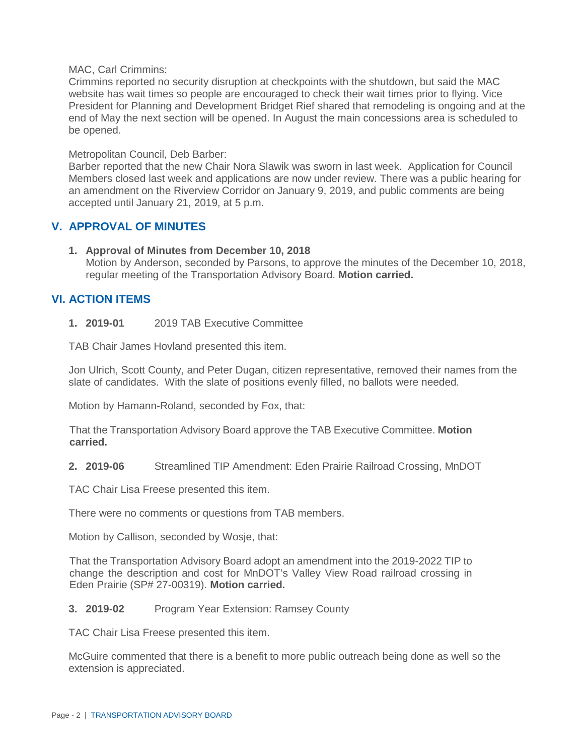MAC, Carl Crimmins:
Crimmins reported no security disruption at checkpoints with the shutdown, but said the MAC website has wait times so people are encouraged to check their wait times prior to flying. Vice President for Planning and Development Bridget Rief shared that remodeling is ongoing and at the end of May the next section will be opened. In August the main concessions area is scheduled to be opened.

Metropolitan Council, Deb Barber:
Barber reported that the new Chair Nora Slawik was sworn in last week. Application for Council Members closed last week and applications are now under review. There was a public hearing for an amendment on the Riverview Corridor on January 9, 2019, and public comments are being accepted until January 21, 2019, at 5 p.m.

## V. APPROVAL OF MINUTES

1. **Approval of Minutes from December 10, 2018**
   Motion by Anderson, seconded by Parsons, to approve the minutes of the December 10, 2018, regular meeting of the Transportation Advisory Board. **Motion carried.**

## VI. ACTION ITEMS

1. **2019-01** 2019 TAB Executive Committee

TAB Chair James Hovland presented this item.

Jon Ulrich, Scott County, and Peter Dugan, citizen representative, removed their names from the slate of candidates. With the slate of positions evenly filled, no ballots were needed.

Motion by Hamann-Roland, seconded by Fox, that:

That the Transportation Advisory Board approve the TAB Executive Committee. **Motion carried.**

2. **2019-06** Streamlined TIP Amendment: Eden Prairie Railroad Crossing, MnDOT

TAC Chair Lisa Freese presented this item.

There were no comments or questions from TAB members.

Motion by Callison, seconded by Wosje, that:

That the Transportation Advisory Board adopt an amendment into the 2019-2022 TIP to change the description and cost for MnDOT's Valley View Road railroad crossing in Eden Prairie (SP# 27-00319). **Motion carried.**

3. **2019-02** Program Year Extension: Ramsey County

TAC Chair Lisa Freese presented this item.

McGuire commented that there is a benefit to more public outreach being done as well so the extension is appreciated.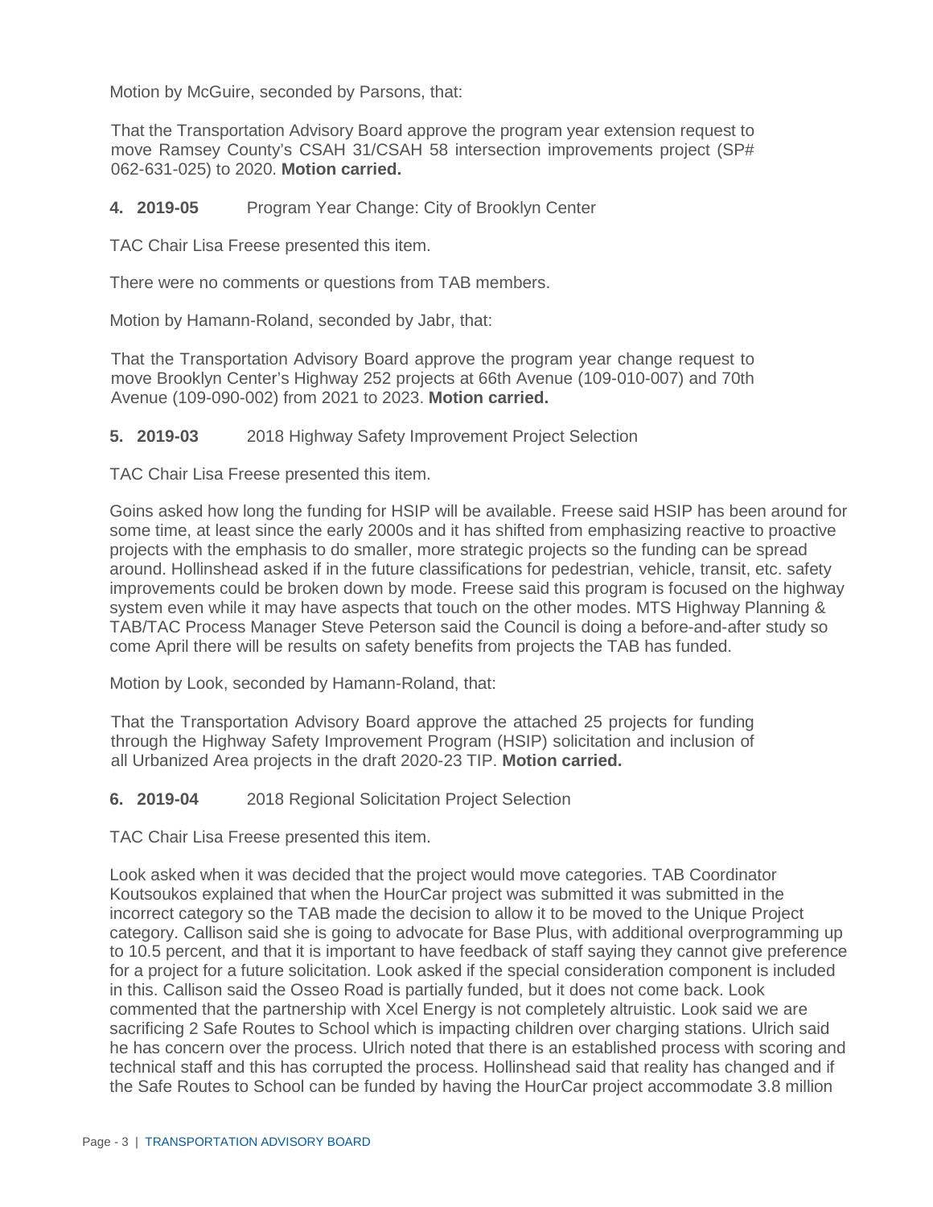Motion by McGuire, seconded by Parsons, that:

That the Transportation Advisory Board approve the program year extension request to move Ramsey County's CSAH 31/CSAH 58 intersection improvements project (SP# 062-631-025) to 2020. **Motion carried.**

**4. 2019-05** Program Year Change: City of Brooklyn Center

TAC Chair Lisa Freese presented this item.

There were no comments or questions from TAB members.

Motion by Hamann-Roland, seconded by Jabr, that:

That the Transportation Advisory Board approve the program year change request to move Brooklyn Center's Highway 252 projects at 66th Avenue (109-010-007) and 70th Avenue (109-090-002) from 2021 to 2023. **Motion carried.**

**5. 2019-03** 2018 Highway Safety Improvement Project Selection

TAC Chair Lisa Freese presented this item.

Goins asked how long the funding for HSIP will be available. Freese said HSIP has been around for some time, at least since the early 2000s and it has shifted from emphasizing reactive to proactive projects with the emphasis to do smaller, more strategic projects so the funding can be spread around. Hollinshead asked if in the future classifications for pedestrian, vehicle, transit, etc. safety improvements could be broken down by mode. Freese said this program is focused on the highway system even while it may have aspects that touch on the other modes. MTS Highway Planning & TAB/TAC Process Manager Steve Peterson said the Council is doing a before-and-after study so come April there will be results on safety benefits from projects the TAB has funded.

Motion by Look, seconded by Hamann-Roland, that:

That the Transportation Advisory Board approve the attached 25 projects for funding through the Highway Safety Improvement Program (HSIP) solicitation and inclusion of all Urbanized Area projects in the draft 2020-23 TIP. **Motion carried.**

**6. 2019-04** 2018 Regional Solicitation Project Selection

TAC Chair Lisa Freese presented this item.

Look asked when it was decided that the project would move categories. TAB Coordinator Koutsoukos explained that when the HourCar project was submitted it was submitted in the incorrect category so the TAB made the decision to allow it to be moved to the Unique Project category. Callison said she is going to advocate for Base Plus, with additional overprogramming up to 10.5 percent, and that it is important to have feedback of staff saying they cannot give preference for a project for a future solicitation. Look asked if the special consideration component is included in this. Callison said the Osseo Road is partially funded, but it does not come back. Look commented that the partnership with Xcel Energy is not completely altruistic. Look said we are sacrificing 2 Safe Routes to School which is impacting children over charging stations. Ulrich said he has concern over the process. Ulrich noted that there is an established process with scoring and technical staff and this has corrupted the process. Hollinshead said that reality has changed and if the Safe Routes to School can be funded by having the HourCar project accommodate 3.8 million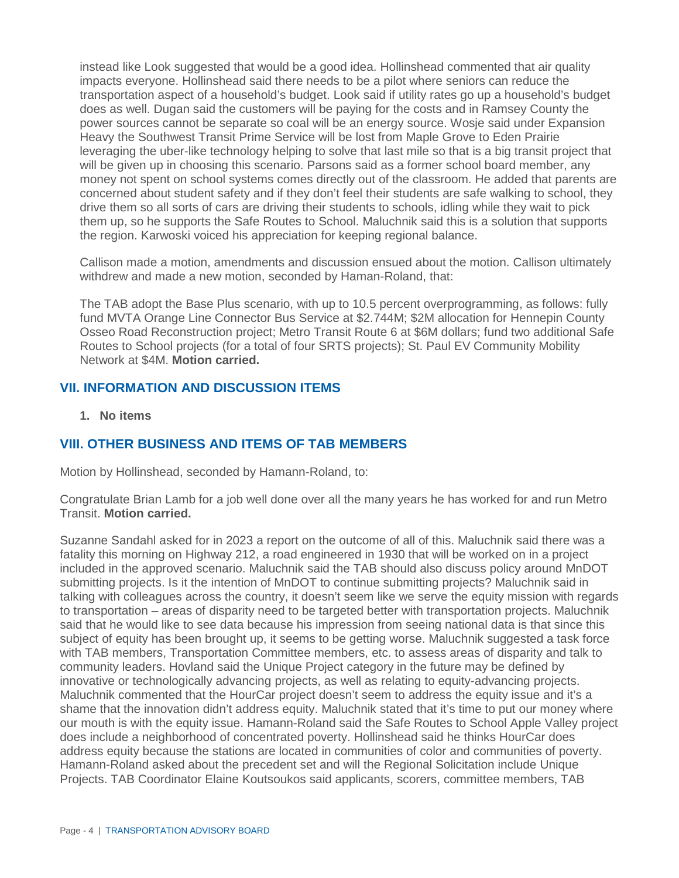instead like Look suggested that would be a good idea. Hollinshead commented that air quality impacts everyone. Hollinshead said there needs to be a pilot where seniors can reduce the transportation aspect of a household's budget. Look said if utility rates go up a household's budget does as well. Dugan said the customers will be paying for the costs and in Ramsey County the power sources cannot be separate so coal will be an energy source. Wosje said under Expansion Heavy the Southwest Transit Prime Service will be lost from Maple Grove to Eden Prairie leveraging the uber-like technology helping to solve that last mile so that is a big transit project that will be given up in choosing this scenario. Parsons said as a former school board member, any money not spent on school systems comes directly out of the classroom. He added that parents are concerned about student safety and if they don't feel their students are safe walking to school, they drive them so all sorts of cars are driving their students to schools, idling while they wait to pick them up, so he supports the Safe Routes to School. Maluchnik said this is a solution that supports the region. Karwoski voiced his appreciation for keeping regional balance.

Callison made a motion, amendments and discussion ensued about the motion. Callison ultimately withdrew and made a new motion, seconded by Haman-Roland, that:

The TAB adopt the Base Plus scenario, with up to 10.5 percent overprogramming, as follows: fully fund MVTA Orange Line Connector Bus Service at $2.744M; $2M allocation for Hennepin County Osseo Road Reconstruction project; Metro Transit Route 6 at $6M dollars; fund two additional Safe Routes to School projects (for a total of four SRTS projects); St. Paul EV Community Mobility Network at $4M. **Motion carried.**

## VII. INFORMATION AND DISCUSSION ITEMS

1. **No items**

## VIII. OTHER BUSINESS AND ITEMS OF TAB MEMBERS

Motion by Hollinshead, seconded by Hamann-Roland, to:

Congratulate Brian Lamb for a job well done over all the many years he has worked for and run Metro Transit. **Motion carried.**

Suzanne Sandahl asked for in 2023 a report on the outcome of all of this. Maluchnik said there was a fatality this morning on Highway 212, a road engineered in 1930 that will be worked on in a project included in the approved scenario. Maluchnik said the TAB should also discuss policy around MnDOT submitting projects. Is it the intention of MnDOT to continue submitting projects? Maluchnik said in talking with colleagues across the country, it doesn't seem like we serve the equity mission with regards to transportation – areas of disparity need to be targeted better with transportation projects. Maluchnik said that he would like to see data because his impression from seeing national data is that since this subject of equity has been brought up, it seems to be getting worse. Maluchnik suggested a task force with TAB members, Transportation Committee members, etc. to assess areas of disparity and talk to community leaders. Hovland said the Unique Project category in the future may be defined by innovative or technologically advancing projects, as well as relating to equity-advancing projects. Maluchnik commented that the HourCar project doesn't seem to address the equity issue and it's a shame that the innovation didn't address equity. Maluchnik stated that it's time to put our money where our mouth is with the equity issue. Hamann-Roland said the Safe Routes to School Apple Valley project does include a neighborhood of concentrated poverty. Hollinshead said he thinks HourCar does address equity because the stations are located in communities of color and communities of poverty. Hamann-Roland asked about the precedent set and will the Regional Solicitation include Unique Projects. TAB Coordinator Elaine Koutsoukos said applicants, scorers, committee members, TAB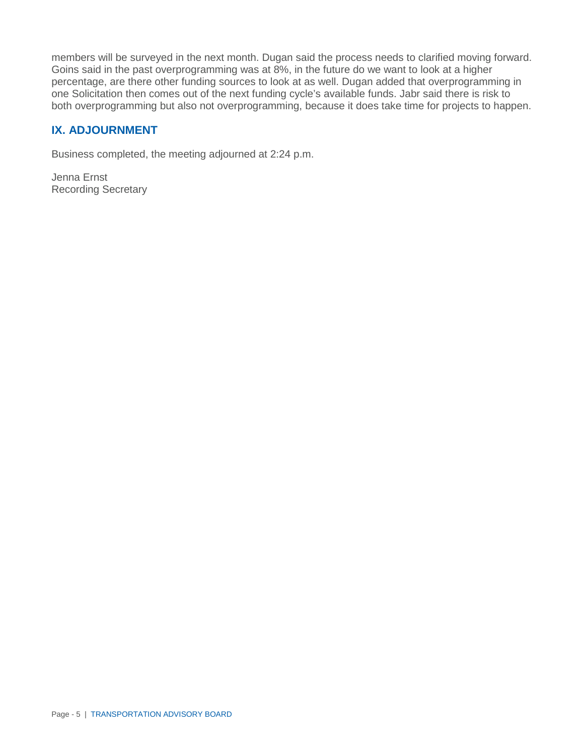members will be surveyed in the next month. Dugan said the process needs to clarified moving forward. Goins said in the past overprogramming was at 8%, in the future do we want to look at a higher percentage, are there other funding sources to look at as well. Dugan added that overprogramming in one Solicitation then comes out of the next funding cycle's available funds. Jabr said there is risk to both overprogramming but also not overprogramming, because it does take time for projects to happen.

## IX. ADJOURNMENT

Business completed, the meeting adjourned at 2:24 p.m.

Jenna Ernst
Recording Secretary